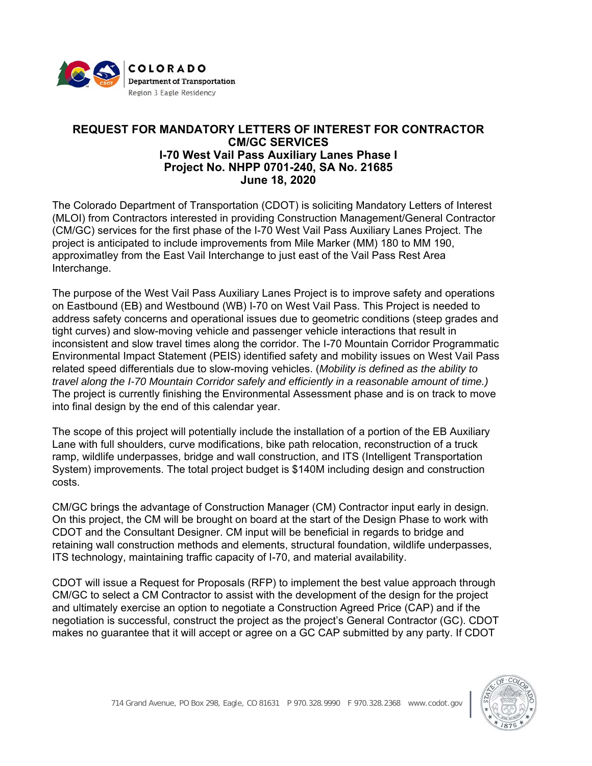COLORADO
Department of Transportation
Region 3 Eagle Residency

# REQUEST FOR MANDATORY LETTERS OF INTEREST FOR CONTRACTOR CM/GC SERVICES
## I-70 West Vail Pass Auxiliary Lanes Phase I
## Project No. NHPP 0701-240, SA No. 21685
## June 18, 2020

The Colorado Department of Transportation (CDOT) is soliciting Mandatory Letters of Interest (MLOI) from Contractors interested in providing Construction Management/General Contractor (CM/GC) services for the first phase of the I-70 West Vail Pass Auxiliary Lanes Project. The project is anticipated to include improvements from Mile Marker (MM) 180 to MM 190, approximatley from the East Vail Interchange to just east of the Vail Pass Rest Area Interchange.

The purpose of the West Vail Pass Auxiliary Lanes Project is to improve safety and operations on Eastbound (EB) and Westbound (WB) I-70 on West Vail Pass. This Project is needed to address safety concerns and operational issues due to geometric conditions (steep grades and tight curves) and slow-moving vehicle and passenger vehicle interactions that result in inconsistent and slow travel times along the corridor. The I-70 Mountain Corridor Programmatic Environmental Impact Statement (PEIS) identified safety and mobility issues on West Vail Pass related speed differentials due to slow-moving vehicles. (*Mobility is defined as the ability to travel along the I-70 Mountain Corridor safely and efficiently in a reasonable amount of time.)* The project is currently finishing the Environmental Assessment phase and is on track to move into final design by the end of this calendar year.

The scope of this project will potentially include the installation of a portion of the EB Auxiliary Lane with full shoulders, curve modifications, bike path relocation, reconstruction of a truck ramp, wildlife underpasses, bridge and wall construction, and ITS (Intelligent Transportation System) improvements. The total project budget is $140M including design and construction costs.

CM/GC brings the advantage of Construction Manager (CM) Contractor input early in design. On this project, the CM will be brought on board at the start of the Design Phase to work with CDOT and the Consultant Designer. CM input will be beneficial in regards to bridge and retaining wall construction methods and elements, structural foundation, wildlife underpasses, ITS technology, maintaining traffic capacity of I-70, and material availability.

CDOT will issue a Request for Proposals (RFP) to implement the best value approach through CM/GC to select a CM Contractor to assist with the development of the design for the project and ultimately exercise an option to negotiate a Construction Agreed Price (CAP) and if the negotiation is successful, construct the project as the project's General Contractor (GC). CDOT makes no guarantee that it will accept or agree on a GC CAP submitted by any party. If CDOT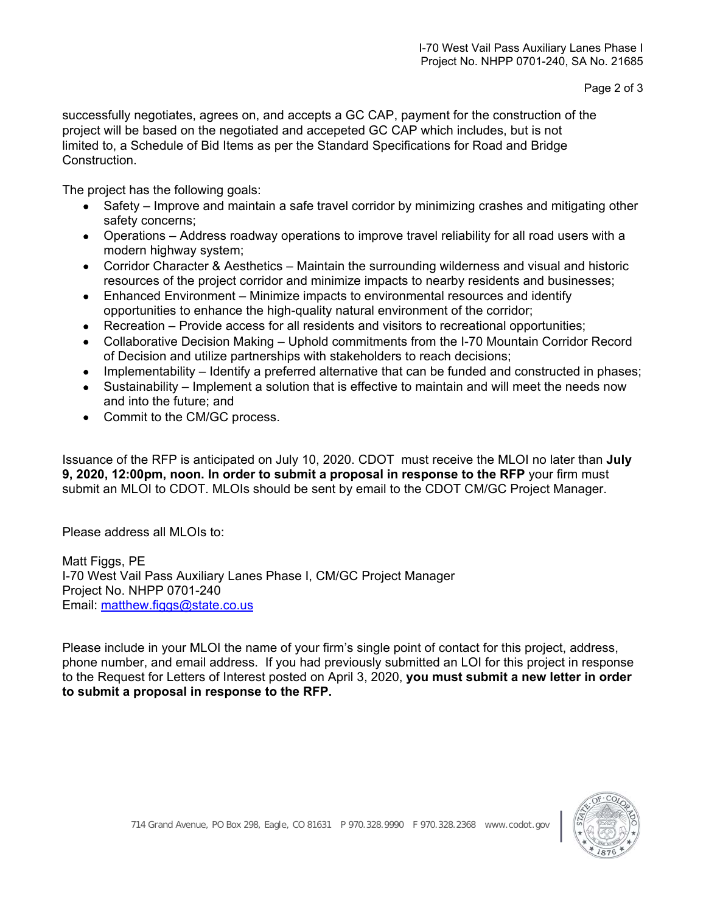successfully negotiates, agrees on, and accepts a GC CAP, payment for the construction of the project will be based on the negotiated and accepeted GC CAP which includes, but is not limited to, a Schedule of Bid Items as per the Standard Specifications for Road and Bridge Construction.

The project has the following goals:

- Safety – Improve and maintain a safe travel corridor by minimizing crashes and mitigating other safety concerns;
- Operations – Address roadway operations to improve travel reliability for all road users with a modern highway system;
- Corridor Character & Aesthetics – Maintain the surrounding wilderness and visual and historic resources of the project corridor and minimize impacts to nearby residents and businesses;
- Enhanced Environment – Minimize impacts to environmental resources and identify opportunities to enhance the high-quality natural environment of the corridor;
- Recreation – Provide access for all residents and visitors to recreational opportunities;
- Collaborative Decision Making – Uphold commitments from the I-70 Mountain Corridor Record of Decision and utilize partnerships with stakeholders to reach decisions;
- Implementability – Identify a preferred alternative that can be funded and constructed in phases;
- Sustainability – Implement a solution that is effective to maintain and will meet the needs now and into the future; and
- Commit to the CM/GC process.

Issuance of the RFP is anticipated on July 10, 2020. CDOT must receive the MLOI no later than **July 9, 2020, 12:00pm, noon. In order to submit a proposal in response to the RFP** your firm must submit an MLOI to CDOT. MLOIs should be sent by email to the CDOT CM/GC Project Manager.

Please address all MLOIs to:

Matt Figgs, PE
I-70 West Vail Pass Auxiliary Lanes Phase I, CM/GC Project Manager
Project No. NHPP 0701-240
Email: matthew.figgs@state.co.us

Please include in your MLOI the name of your firm's single point of contact for this project, address, phone number, and email address. If you had previously submitted an LOI for this project in response to the Request for Letters of Interest posted on April 3, 2020, **you must submit a new letter in order to submit a proposal in response to the RFP.**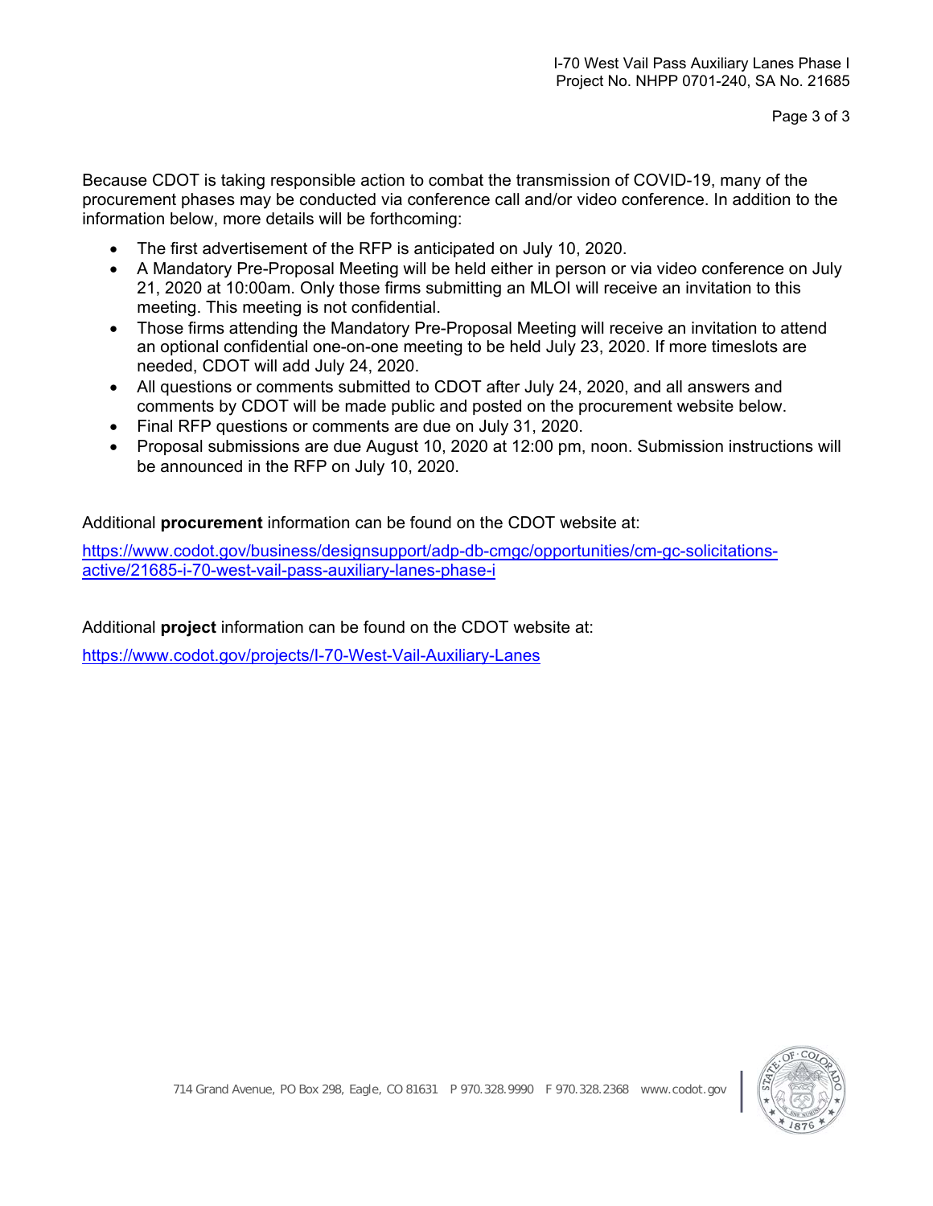Because CDOT is taking responsible action to combat the transmission of COVID-19, many of the procurement phases may be conducted via conference call and/or video conference. In addition to the information below, more details will be forthcoming:

- The first advertisement of the RFP is anticipated on July 10, 2020.
- A Mandatory Pre-Proposal Meeting will be held either in person or via video conference on July 21, 2020 at 10:00am. Only those firms submitting an MLOI will receive an invitation to this meeting. This meeting is not confidential.
- Those firms attending the Mandatory Pre-Proposal Meeting will receive an invitation to attend an optional confidential one-on-one meeting to be held July 23, 2020. If more timeslots are needed, CDOT will add July 24, 2020.
- All questions or comments submitted to CDOT after July 24, 2020, and all answers and comments by CDOT will be made public and posted on the procurement website below.
- Final RFP questions or comments are due on July 31, 2020.
- Proposal submissions are due August 10, 2020 at 12:00 pm, noon. Submission instructions will be announced in the RFP on July 10, 2020.

Additional **procurement** information can be found on the CDOT website at:

https://www.codot.gov/business/designsupport/adp-db-cmgc/opportunities/cm-gc-solicitations-active/21685-i-70-west-vail-pass-auxiliary-lanes-phase-i

Additional **project** information can be found on the CDOT website at:

https://www.codot.gov/projects/I-70-West-Vail-Auxiliary-Lanes